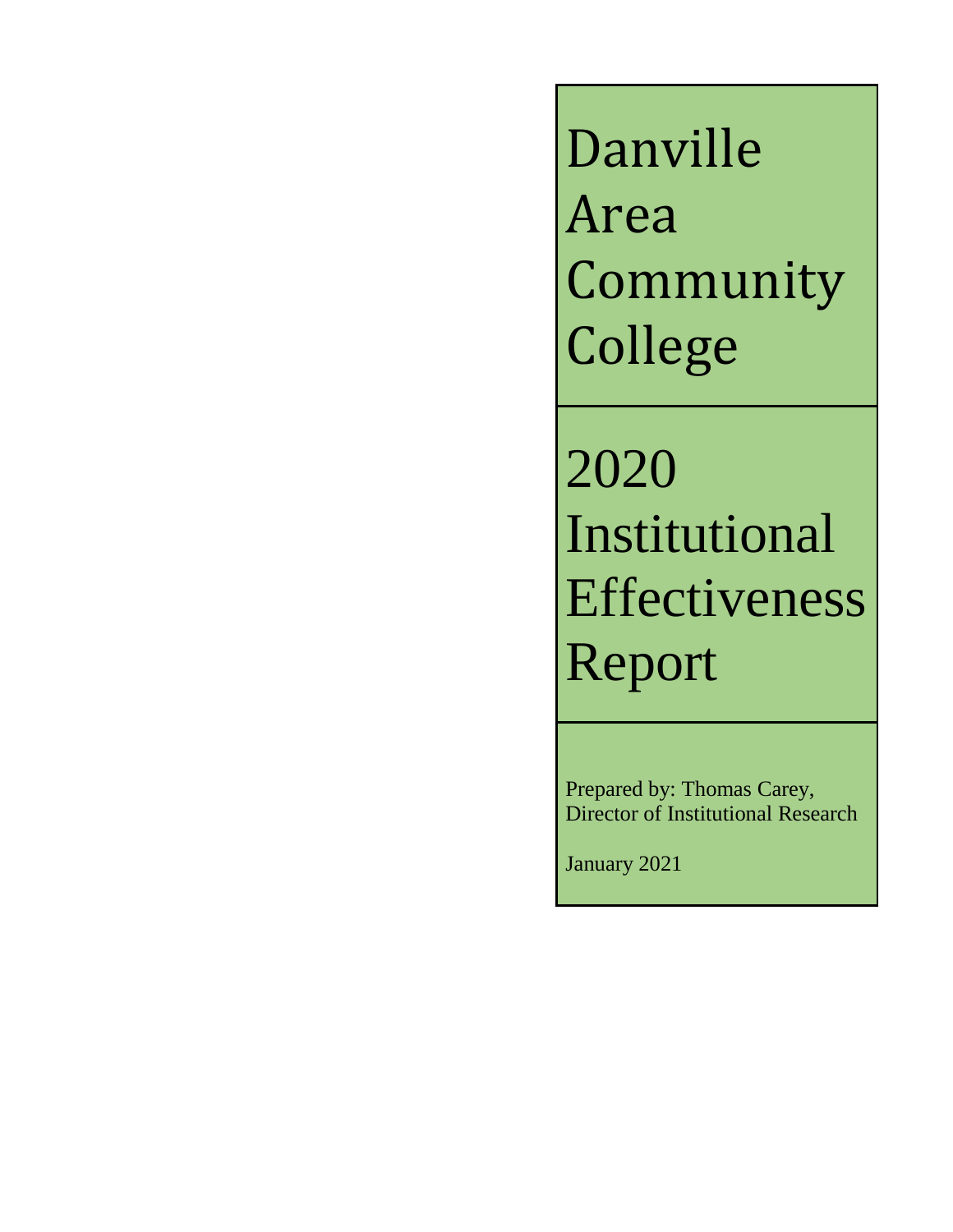# Danville Area Community College

# 2020 Institutional Effectiveness Report

Prepared by: Thomas Carey, Director of Institutional Research

January 2021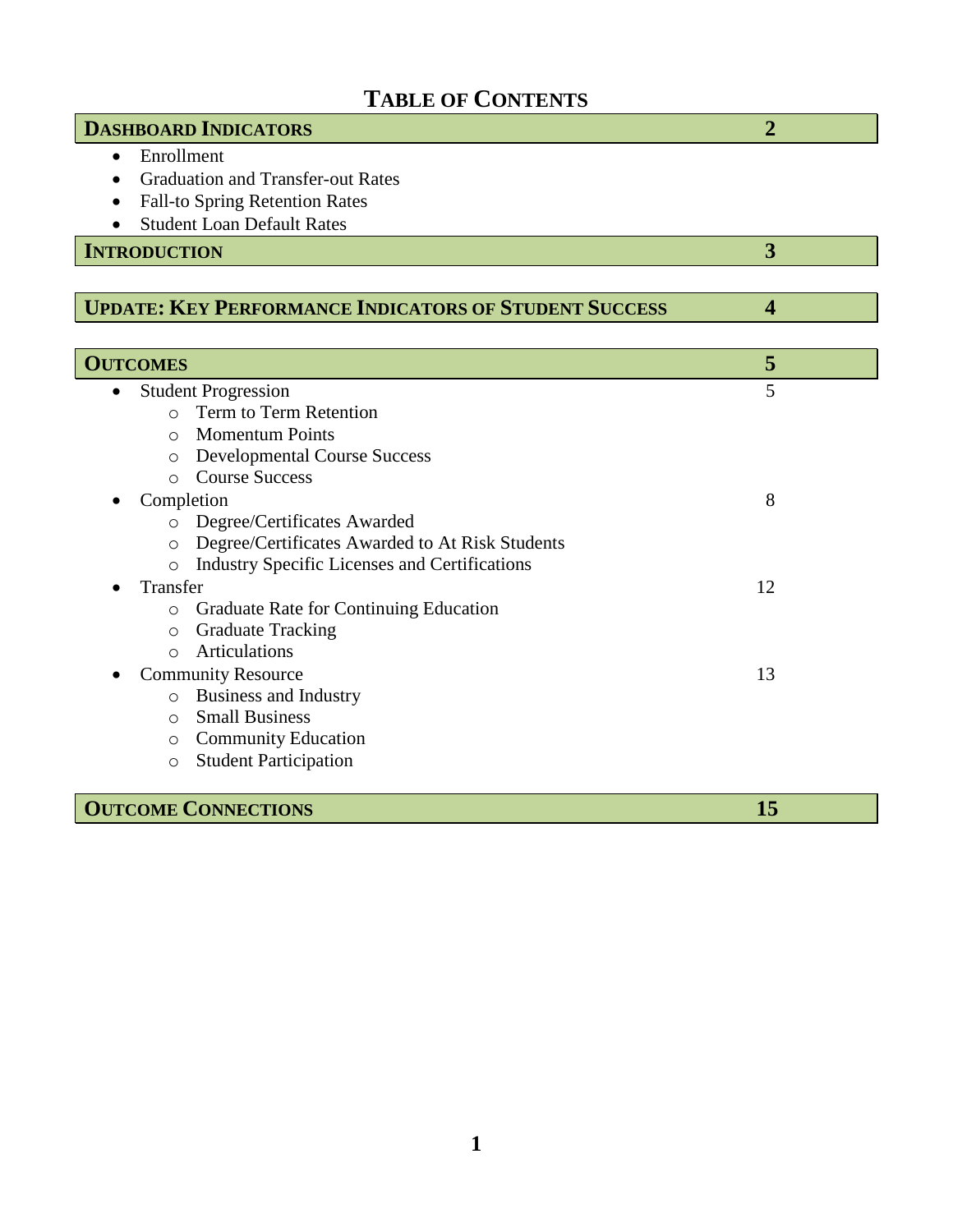# Table of Contents

| Section | Page |
|---|---|
| **Dashboard Indicators** | **2** |
| **Introduction** | **3** |
| **Update: Key Performance Indicators of Student Success** | **4** |
| **Outcomes** | **5** |
| **Outcome Connections** | **15** |

## Dashboard Indicators — 2

- Enrollment
- Graduation and Transfer-out Rates
- Fall-to Spring Retention Rates
- Student Loan Default Rates

## Introduction — 3

## Update: Key Performance Indicators of Student Success — 4

## Outcomes — 5

- Student Progression — 5
  - Term to Term Retention
  - Momentum Points
  - Developmental Course Success
  - Course Success
- Completion — 8
  - Degree/Certificates Awarded
  - Degree/Certificates Awarded to At Risk Students
  - Industry Specific Licenses and Certifications
- Transfer — 12
  - Graduate Rate for Continuing Education
  - Graduate Tracking
  - Articulations
- Community Resource — 13
  - Business and Industry
  - Small Business
  - Community Education
  - Student Participation

## Outcome Connections — 15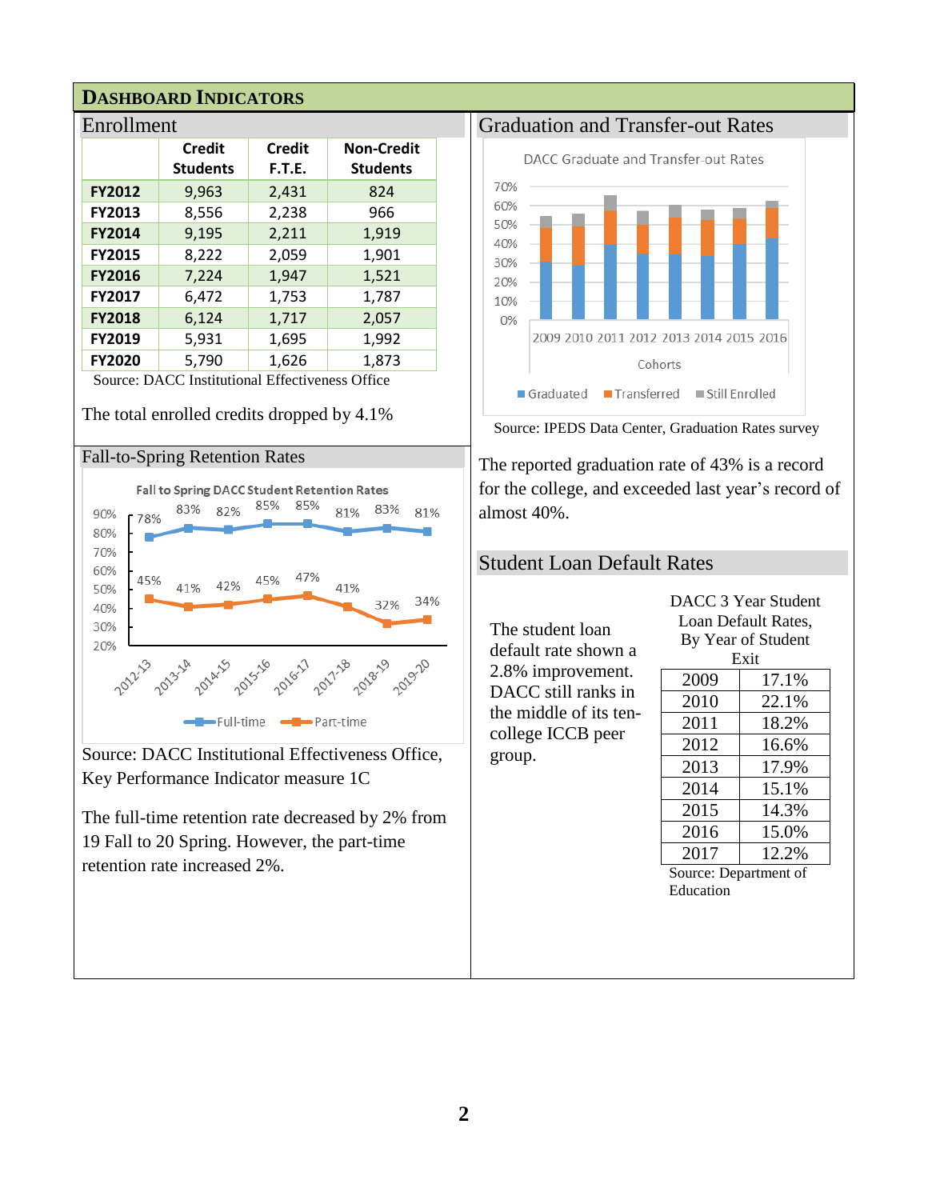# Dashboard Indicators

## Enrollment

| | Credit Students | Credit F.T.E. | Non-Credit Students |
|---|---|---|---|
| FY2012 | 9,963 | 2,431 | 824 |
| FY2013 | 8,556 | 2,238 | 966 |
| FY2014 | 9,195 | 2,211 | 1,919 |
| FY2015 | 8,222 | 2,059 | 1,901 |
| FY2016 | 7,224 | 1,947 | 1,521 |
| FY2017 | 6,472 | 1,753 | 1,787 |
| FY2018 | 6,124 | 1,717 | 2,057 |
| FY2019 | 5,931 | 1,695 | 1,992 |
| FY2020 | 5,790 | 1,626 | 1,873 |

Source: DACC Institutional Effectiveness Office

The total enrolled credits dropped by 4.1%

## Fall-to-Spring Retention Rates

Fall to Spring DACC Student Retention Rates

| | 2012-13 | 2013-14 | 2014-15 | 2015-16 | 2016-17 | 2017-18 | 2018-19 | 2019-20 |
|---|---|---|---|---|---|---|---|---|
| Full-time | 78% | 83% | 82% | 85% | 85% | 81% | 83% | 81% |
| Part-time | 45% | 41% | 42% | 45% | 47% | 41% | 32% | 34% |

Source: DACC Institutional Effectiveness Office, Key Performance Indicator measure 1C

The full-time retention rate decreased by 2% from 19 Fall to 20 Spring. However, the part-time retention rate increased 2%.

## Graduation and Transfer-out Rates

DACC Graduate and Transfer-out Rates

Cohorts: 2009, 2010, 2011, 2012, 2013, 2014, 2015, 2016 (Graduated, Transferred, Still Enrolled)

Source: IPEDS Data Center, Graduation Rates survey

The reported graduation rate of 43% is a record for the college, and exceeded last year's record of almost 40%.

## Student Loan Default Rates

The student loan default rate shown a 2.8% improvement. DACC still ranks in the middle of its ten-college ICCB peer group.

DACC 3 Year Student Loan Default Rates, By Year of Student Exit

| Year | Rate |
|---|---|
| 2009 | 17.1% |
| 2010 | 22.1% |
| 2011 | 18.2% |
| 2012 | 16.6% |
| 2013 | 17.9% |
| 2014 | 15.1% |
| 2015 | 14.3% |
| 2016 | 15.0% |
| 2017 | 12.2% |

Source: Department of Education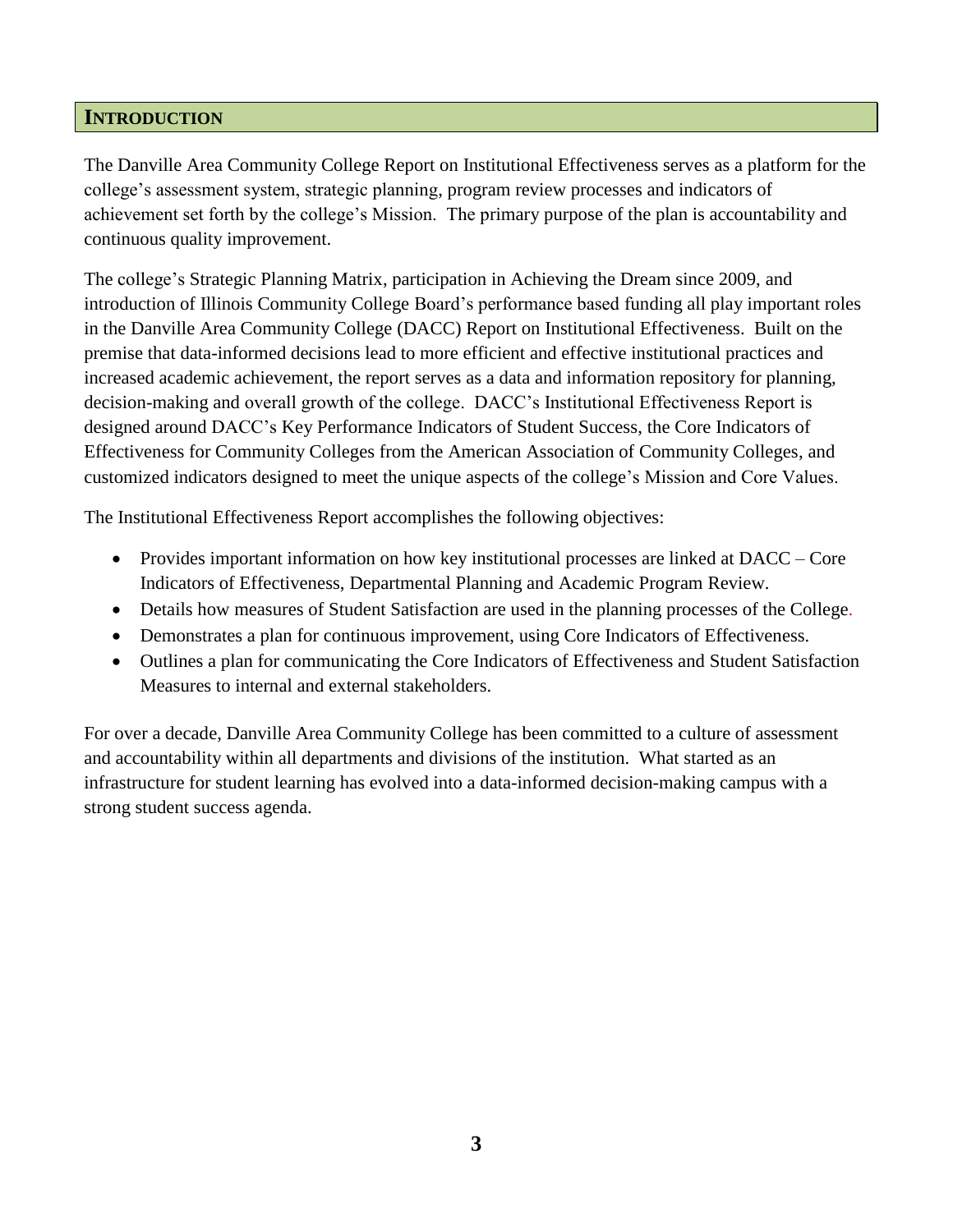## INTRODUCTION

The Danville Area Community College Report on Institutional Effectiveness serves as a platform for the college's assessment system, strategic planning, program review processes and indicators of achievement set forth by the college's Mission. The primary purpose of the plan is accountability and continuous quality improvement.

The college's Strategic Planning Matrix, participation in Achieving the Dream since 2009, and introduction of Illinois Community College Board's performance based funding all play important roles in the Danville Area Community College (DACC) Report on Institutional Effectiveness. Built on the premise that data-informed decisions lead to more efficient and effective institutional practices and increased academic achievement, the report serves as a data and information repository for planning, decision-making and overall growth of the college. DACC's Institutional Effectiveness Report is designed around DACC's Key Performance Indicators of Student Success, the Core Indicators of Effectiveness for Community Colleges from the American Association of Community Colleges, and customized indicators designed to meet the unique aspects of the college's Mission and Core Values.

The Institutional Effectiveness Report accomplishes the following objectives:

- Provides important information on how key institutional processes are linked at DACC – Core Indicators of Effectiveness, Departmental Planning and Academic Program Review.
- Details how measures of Student Satisfaction are used in the planning processes of the College.
- Demonstrates a plan for continuous improvement, using Core Indicators of Effectiveness.
- Outlines a plan for communicating the Core Indicators of Effectiveness and Student Satisfaction Measures to internal and external stakeholders.

For over a decade, Danville Area Community College has been committed to a culture of assessment and accountability within all departments and divisions of the institution. What started as an infrastructure for student learning has evolved into a data-informed decision-making campus with a strong student success agenda.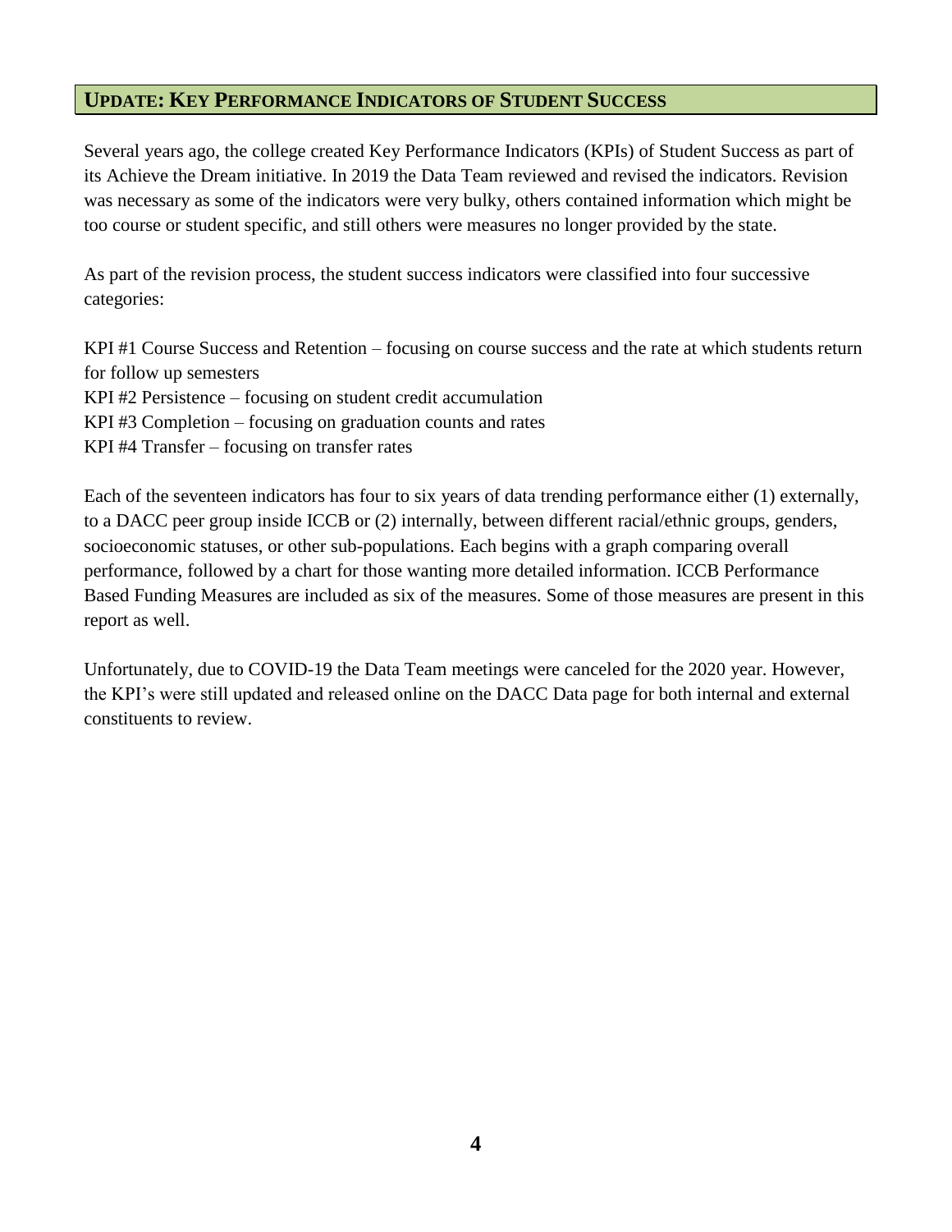## UPDATE: KEY PERFORMANCE INDICATORS OF STUDENT SUCCESS

Several years ago, the college created Key Performance Indicators (KPIs) of Student Success as part of its Achieve the Dream initiative. In 2019 the Data Team reviewed and revised the indicators. Revision was necessary as some of the indicators were very bulky, others contained information which might be too course or student specific, and still others were measures no longer provided by the state.

As part of the revision process, the student success indicators were classified into four successive categories:

KPI #1 Course Success and Retention – focusing on course success and the rate at which students return for follow up semesters
KPI #2 Persistence – focusing on student credit accumulation
KPI #3 Completion – focusing on graduation counts and rates
KPI #4 Transfer – focusing on transfer rates

Each of the seventeen indicators has four to six years of data trending performance either (1) externally, to a DACC peer group inside ICCB or (2) internally, between different racial/ethnic groups, genders, socioeconomic statuses, or other sub-populations. Each begins with a graph comparing overall performance, followed by a chart for those wanting more detailed information. ICCB Performance Based Funding Measures are included as six of the measures. Some of those measures are present in this report as well.

Unfortunately, due to COVID-19 the Data Team meetings were canceled for the 2020 year. However, the KPI's were still updated and released online on the DACC Data page for both internal and external constituents to review.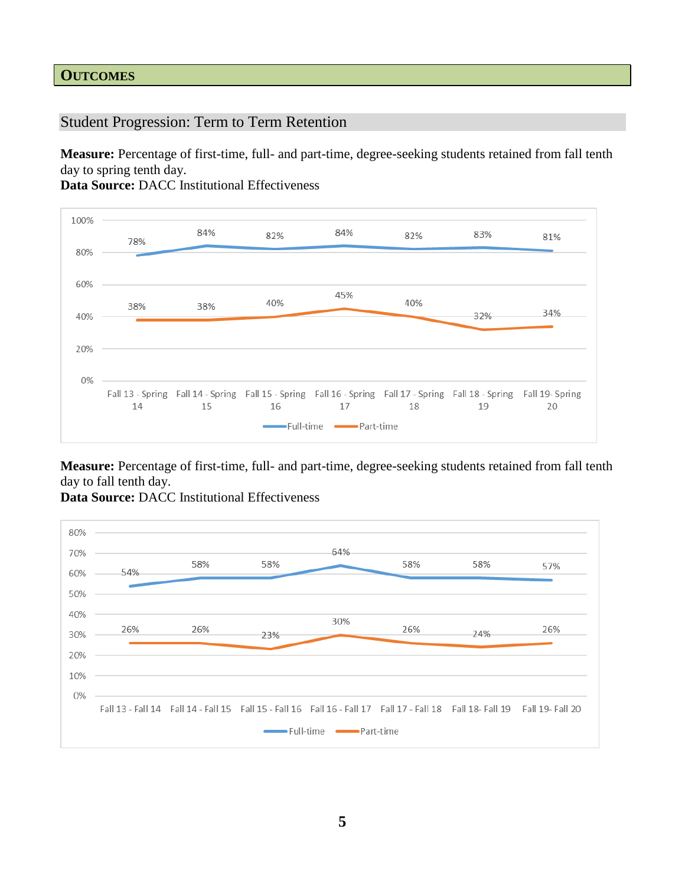## OUTCOMES

### Student Progression: Term to Term Retention

**Measure:** Percentage of first-time, full- and part-time, degree-seeking students retained from fall tenth day to spring tenth day.
**Data Source:** DACC Institutional Effectiveness

| | Fall 13 - Spring 14 | Fall 14 - Spring 15 | Fall 15 - Spring 16 | Fall 16 - Spring 17 | Fall 17 - Spring 18 | Fall 18 - Spring 19 | Fall 19- Spring 20 |
|---|---|---|---|---|---|---|---|
| Full-time | 78% | 84% | 82% | 84% | 82% | 83% | 81% |
| Part-time | 38% | 38% | 40% | 45% | 40% | 32% | 34% |

**Measure:** Percentage of first-time, full- and part-time, degree-seeking students retained from fall tenth day to fall tenth day.
**Data Source:** DACC Institutional Effectiveness

| | Fall 13 - Fall 14 | Fall 14 - Fall 15 | Fall 15 - Fall 16 | Fall 16 - Fall 17 | Fall 17 - Fall 18 | Fall 18- Fall 19 | Fall 19- Fall 20 |
|---|---|---|---|---|---|---|---|
| Full-time | 54% | 58% | 58% | 64% | 58% | 58% | 57% |
| Part-time | 26% | 26% | 23% | 30% | 26% | 24% | 26% |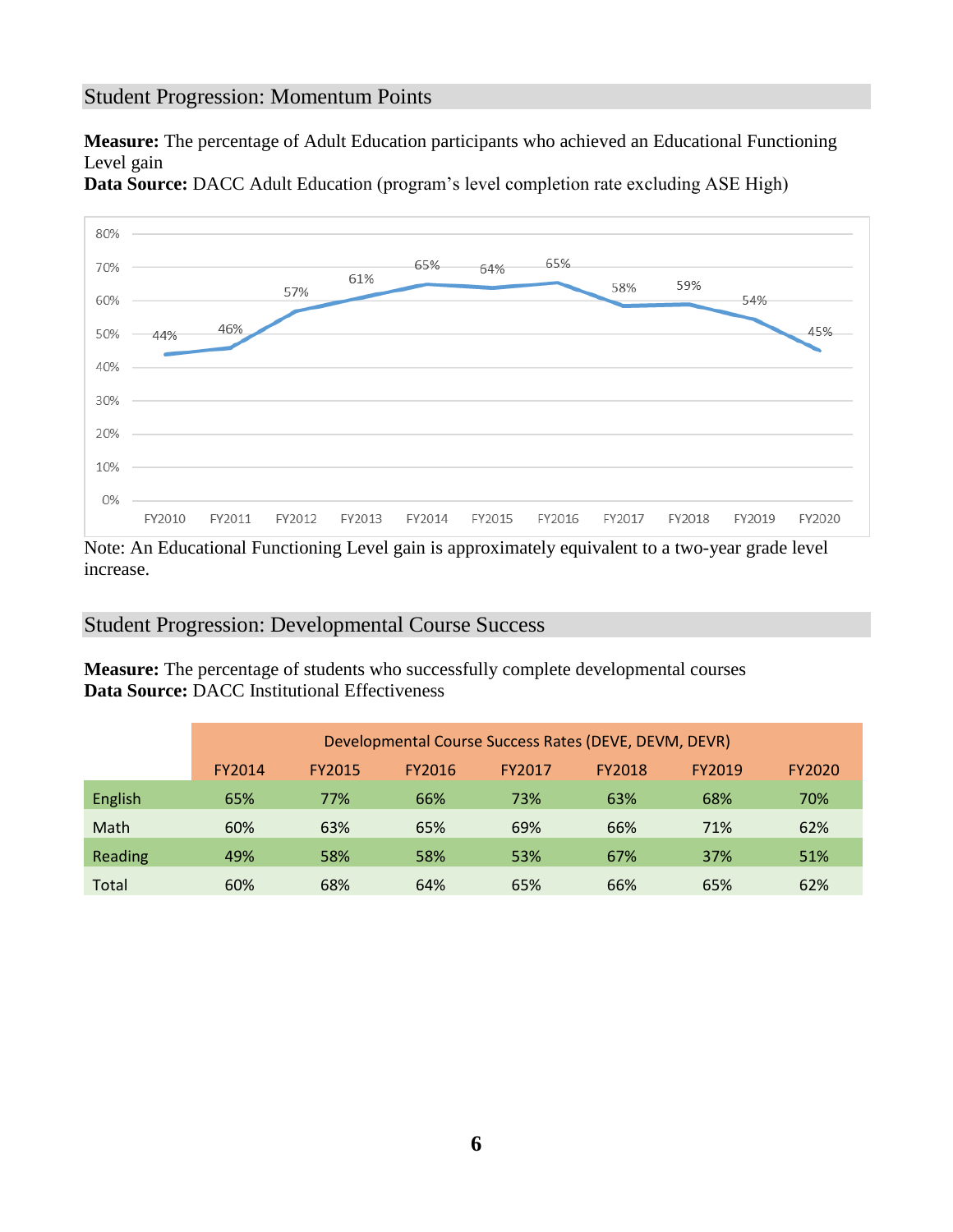## Student Progression: Momentum Points

**Measure:** The percentage of Adult Education participants who achieved an Educational Functioning Level gain
**Data Source:** DACC Adult Education (program's level completion rate excluding ASE High)

| FY2010 | FY2011 | FY2012 | FY2013 | FY2014 | FY2015 | FY2016 | FY2017 | FY2018 | FY2019 | FY2020 |
|---|---|---|---|---|---|---|---|---|---|---|
| 44% | 46% | 57% | 61% | 65% | 64% | 65% | 58% | 59% | 54% | 45% |

Note: An Educational Functioning Level gain is approximately equivalent to a two-year grade level increase.

## Student Progression: Developmental Course Success

**Measure:** The percentage of students who successfully complete developmental courses
**Data Source:** DACC Institutional Effectiveness

| | Developmental Course Success Rates (DEVE, DEVM, DEVR) | | | | | | |
|---|---|---|---|---|---|---|---|
| | FY2014 | FY2015 | FY2016 | FY2017 | FY2018 | FY2019 | FY2020 |
| English | 65% | 77% | 66% | 73% | 63% | 68% | 70% |
| Math | 60% | 63% | 65% | 69% | 66% | 71% | 62% |
| Reading | 49% | 58% | 58% | 53% | 67% | 37% | 51% |
| Total | 60% | 68% | 64% | 65% | 66% | 65% | 62% |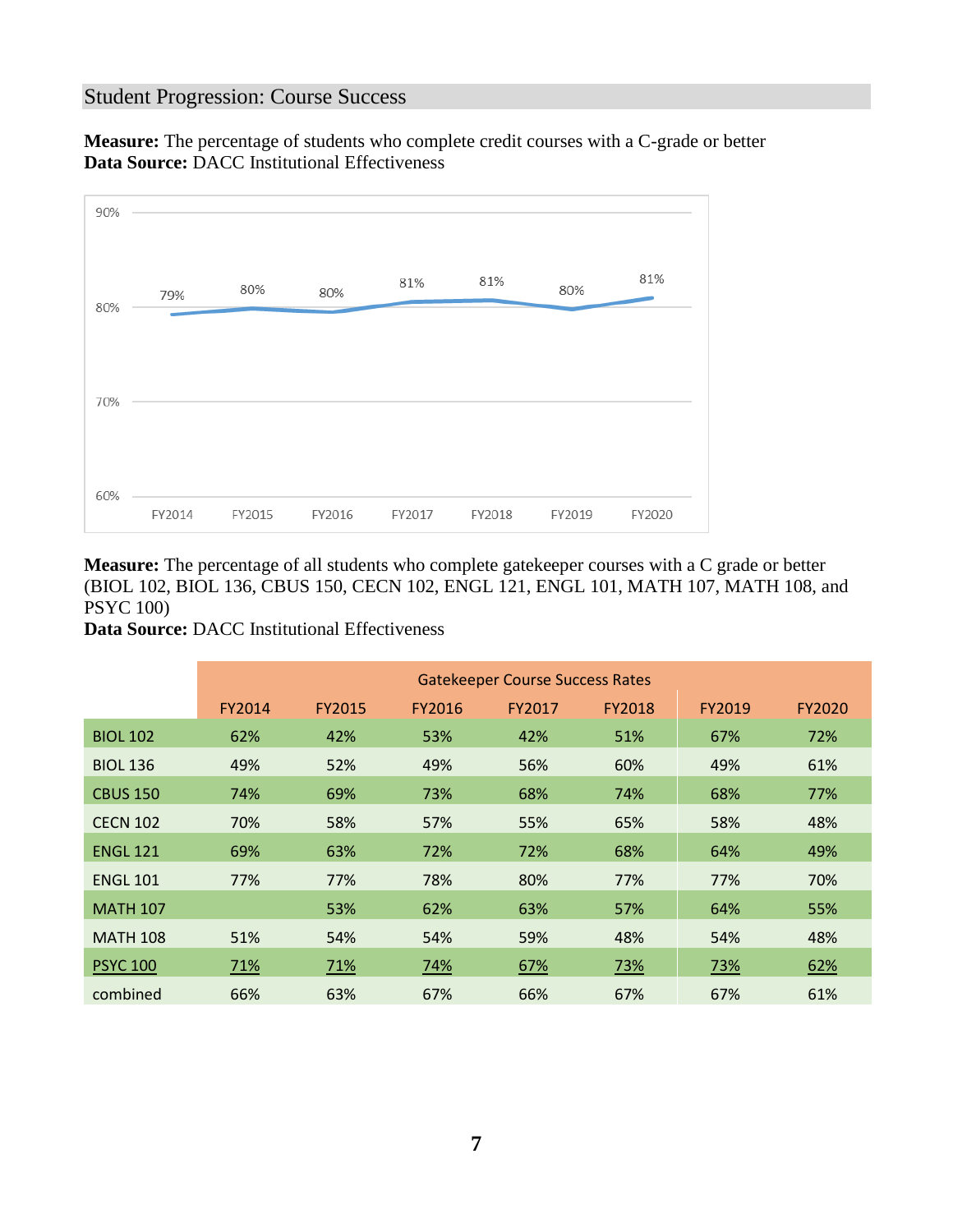## Student Progression: Course Success

**Measure:** The percentage of students who complete credit courses with a C-grade or better
**Data Source:** DACC Institutional Effectiveness

| FY2014 | FY2015 | FY2016 | FY2017 | FY2018 | FY2019 | FY2020 |
|---|---|---|---|---|---|---|
| 79% | 80% | 80% | 81% | 81% | 80% | 81% |

**Measure:** The percentage of all students who complete gatekeeper courses with a C grade or better (BIOL 102, BIOL 136, CBUS 150, CECN 102, ENGL 121, ENGL 101, MATH 107, MATH 108, and PSYC 100)
**Data Source:** DACC Institutional Effectiveness

| | Gatekeeper Course Success Rates | | | | | | |
|---|---|---|---|---|---|---|---|
| | FY2014 | FY2015 | FY2016 | FY2017 | FY2018 | FY2019 | FY2020 |
| BIOL 102 | 62% | 42% | 53% | 42% | 51% | 67% | 72% |
| BIOL 136 | 49% | 52% | 49% | 56% | 60% | 49% | 61% |
| CBUS 150 | 74% | 69% | 73% | 68% | 74% | 68% | 77% |
| CECN 102 | 70% | 58% | 57% | 55% | 65% | 58% | 48% |
| ENGL 121 | 69% | 63% | 72% | 72% | 68% | 64% | 49% |
| ENGL 101 | 77% | 77% | 78% | 80% | 77% | 77% | 70% |
| MATH 107 | | 53% | 62% | 63% | 57% | 64% | 55% |
| MATH 108 | 51% | 54% | 54% | 59% | 48% | 54% | 48% |
| PSYC 100 | 71% | 71% | 74% | 67% | 73% | 73% | 62% |
| combined | 66% | 63% | 67% | 66% | 67% | 67% | 61% |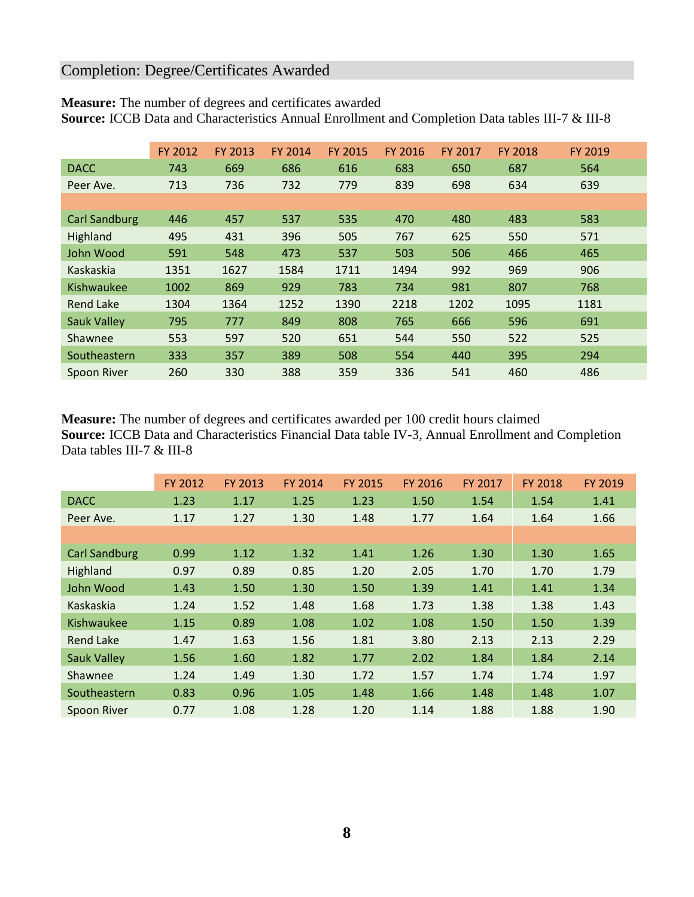## Completion: Degree/Certificates Awarded

**Measure:** The number of degrees and certificates awarded
**Source:** ICCB Data and Characteristics Annual Enrollment and Completion Data tables III-7 & III-8

| | FY 2012 | FY 2013 | FY 2014 | FY 2015 | FY 2016 | FY 2017 | FY 2018 | FY 2019 |
|---|---|---|---|---|---|---|---|---|
| DACC | 743 | 669 | 686 | 616 | 683 | 650 | 687 | 564 |
| Peer Ave. | 713 | 736 | 732 | 779 | 839 | 698 | 634 | 639 |
| | | | | | | | | |
| Carl Sandburg | 446 | 457 | 537 | 535 | 470 | 480 | 483 | 583 |
| Highland | 495 | 431 | 396 | 505 | 767 | 625 | 550 | 571 |
| John Wood | 591 | 548 | 473 | 537 | 503 | 506 | 466 | 465 |
| Kaskaskia | 1351 | 1627 | 1584 | 1711 | 1494 | 992 | 969 | 906 |
| Kishwaukee | 1002 | 869 | 929 | 783 | 734 | 981 | 807 | 768 |
| Rend Lake | 1304 | 1364 | 1252 | 1390 | 2218 | 1202 | 1095 | 1181 |
| Sauk Valley | 795 | 777 | 849 | 808 | 765 | 666 | 596 | 691 |
| Shawnee | 553 | 597 | 520 | 651 | 544 | 550 | 522 | 525 |
| Southeastern | 333 | 357 | 389 | 508 | 554 | 440 | 395 | 294 |
| Spoon River | 260 | 330 | 388 | 359 | 336 | 541 | 460 | 486 |

**Measure:** The number of degrees and certificates awarded per 100 credit hours claimed
**Source:** ICCB Data and Characteristics Financial Data table IV-3, Annual Enrollment and Completion Data tables III-7 & III-8

| | FY 2012 | FY 2013 | FY 2014 | FY 2015 | FY 2016 | FY 2017 | FY 2018 | FY 2019 |
|---|---|---|---|---|---|---|---|---|
| DACC | 1.23 | 1.17 | 1.25 | 1.23 | 1.50 | 1.54 | 1.54 | 1.41 |
| Peer Ave. | 1.17 | 1.27 | 1.30 | 1.48 | 1.77 | 1.64 | 1.64 | 1.66 |
| | | | | | | | | |
| Carl Sandburg | 0.99 | 1.12 | 1.32 | 1.41 | 1.26 | 1.30 | 1.30 | 1.65 |
| Highland | 0.97 | 0.89 | 0.85 | 1.20 | 2.05 | 1.70 | 1.70 | 1.79 |
| John Wood | 1.43 | 1.50 | 1.30 | 1.50 | 1.39 | 1.41 | 1.41 | 1.34 |
| Kaskaskia | 1.24 | 1.52 | 1.48 | 1.68 | 1.73 | 1.38 | 1.38 | 1.43 |
| Kishwaukee | 1.15 | 0.89 | 1.08 | 1.02 | 1.08 | 1.50 | 1.50 | 1.39 |
| Rend Lake | 1.47 | 1.63 | 1.56 | 1.81 | 3.80 | 2.13 | 2.13 | 2.29 |
| Sauk Valley | 1.56 | 1.60 | 1.82 | 1.77 | 2.02 | 1.84 | 1.84 | 2.14 |
| Shawnee | 1.24 | 1.49 | 1.30 | 1.72 | 1.57 | 1.74 | 1.74 | 1.97 |
| Southeastern | 0.83 | 0.96 | 1.05 | 1.48 | 1.66 | 1.48 | 1.48 | 1.07 |
| Spoon River | 0.77 | 1.08 | 1.28 | 1.20 | 1.14 | 1.88 | 1.88 | 1.90 |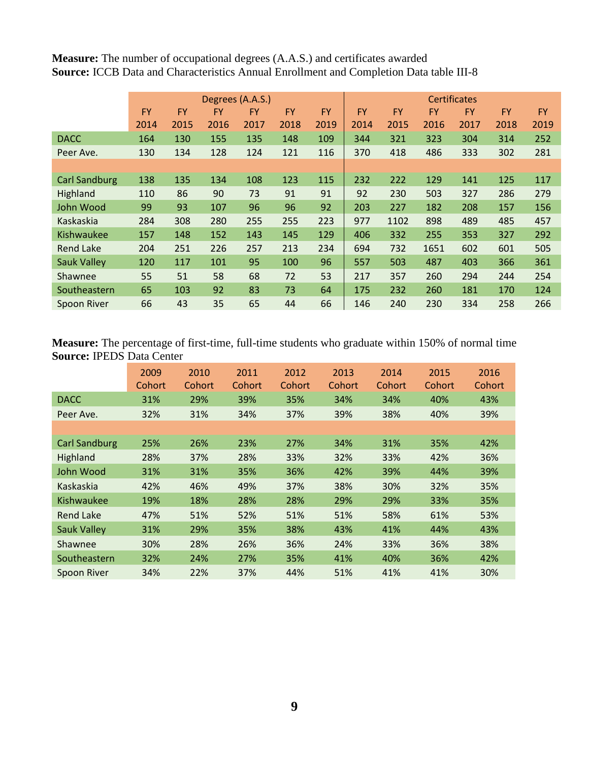**Measure:** The number of occupational degrees (A.A.S.) and certificates awarded
**Source:** ICCB Data and Characteristics Annual Enrollment and Completion Data table III-8

| | Degrees (A.A.S.) | | | | | | Certificates | | | | | |
|---|---|---|---|---|---|---|---|---|---|---|---|---|
| | FY 2014 | FY 2015 | FY 2016 | FY 2017 | FY 2018 | FY 2019 | FY 2014 | FY 2015 | FY 2016 | FY 2017 | FY 2018 | FY 2019 |
| DACC | 164 | 130 | 155 | 135 | 148 | 109 | 344 | 321 | 323 | 304 | 314 | 252 |
| Peer Ave. | 130 | 134 | 128 | 124 | 121 | 116 | 370 | 418 | 486 | 333 | 302 | 281 |
| | | | | | | | | | | | | |
| Carl Sandburg | 138 | 135 | 134 | 108 | 123 | 115 | 232 | 222 | 129 | 141 | 125 | 117 |
| Highland | 110 | 86 | 90 | 73 | 91 | 91 | 92 | 230 | 503 | 327 | 286 | 279 |
| John Wood | 99 | 93 | 107 | 96 | 96 | 92 | 203 | 227 | 182 | 208 | 157 | 156 |
| Kaskaskia | 284 | 308 | 280 | 255 | 255 | 223 | 977 | 1102 | 898 | 489 | 485 | 457 |
| Kishwaukee | 157 | 148 | 152 | 143 | 145 | 129 | 406 | 332 | 255 | 353 | 327 | 292 |
| Rend Lake | 204 | 251 | 226 | 257 | 213 | 234 | 694 | 732 | 1651 | 602 | 601 | 505 |
| Sauk Valley | 120 | 117 | 101 | 95 | 100 | 96 | 557 | 503 | 487 | 403 | 366 | 361 |
| Shawnee | 55 | 51 | 58 | 68 | 72 | 53 | 217 | 357 | 260 | 294 | 244 | 254 |
| Southeastern | 65 | 103 | 92 | 83 | 73 | 64 | 175 | 232 | 260 | 181 | 170 | 124 |
| Spoon River | 66 | 43 | 35 | 65 | 44 | 66 | 146 | 240 | 230 | 334 | 258 | 266 |

**Measure:** The percentage of first-time, full-time students who graduate within 150% of normal time
**Source:** IPEDS Data Center

| | 2009 Cohort | 2010 Cohort | 2011 Cohort | 2012 Cohort | 2013 Cohort | 2014 Cohort | 2015 Cohort | 2016 Cohort |
|---|---|---|---|---|---|---|---|---|
| DACC | 31% | 29% | 39% | 35% | 34% | 34% | 40% | 43% |
| Peer Ave. | 32% | 31% | 34% | 37% | 39% | 38% | 40% | 39% |
| | | | | | | | | |
| Carl Sandburg | 25% | 26% | 23% | 27% | 34% | 31% | 35% | 42% |
| Highland | 28% | 37% | 28% | 33% | 32% | 33% | 42% | 36% |
| John Wood | 31% | 31% | 35% | 36% | 42% | 39% | 44% | 39% |
| Kaskaskia | 42% | 46% | 49% | 37% | 38% | 30% | 32% | 35% |
| Kishwaukee | 19% | 18% | 28% | 28% | 29% | 29% | 33% | 35% |
| Rend Lake | 47% | 51% | 52% | 51% | 51% | 58% | 61% | 53% |
| Sauk Valley | 31% | 29% | 35% | 38% | 43% | 41% | 44% | 43% |
| Shawnee | 30% | 28% | 26% | 36% | 24% | 33% | 36% | 38% |
| Southeastern | 32% | 24% | 27% | 35% | 41% | 40% | 36% | 42% |
| Spoon River | 34% | 22% | 37% | 44% | 51% | 41% | 41% | 30% |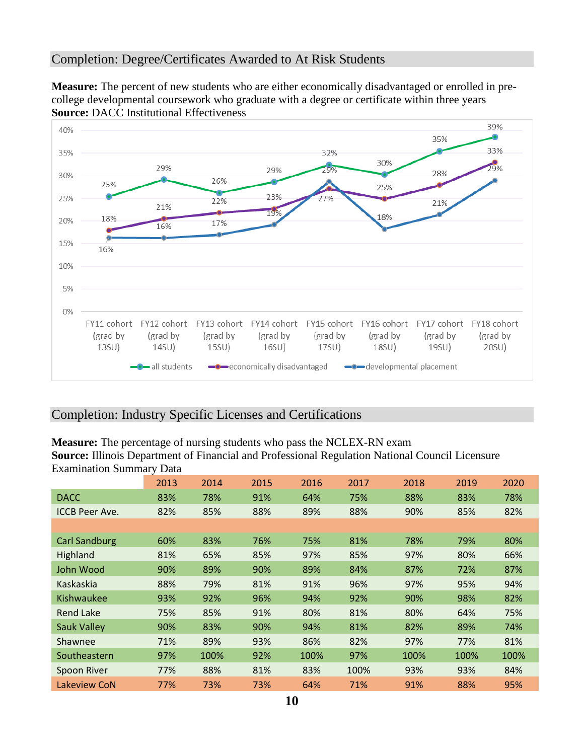## Completion: Degree/Certificates Awarded to At Risk Students

**Measure:** The percent of new students who are either economically disadvantaged or enrolled in pre-college developmental coursework who graduate with a degree or certificate within three years
**Source:** DACC Institutional Effectiveness

| | FY11 cohort (grad by 13SU) | FY12 cohort (grad by 14SU) | FY13 cohort (grad by 15SU) | FY14 cohort (grad by 16SU) | FY15 cohort (grad by 17SU) | FY16 cohort (grad by 18SU) | FY17 cohort (grad by 19SU) | FY18 cohort (grad by 20SU) |
|---|---|---|---|---|---|---|---|---|
| all students | 25% | 29% | 26% | 29% | 32% | 30% | 35% | 39% |
| economically disadvantaged | 18% | 21% | 22% | 23% | 27% | 25% | 28% | 33% |
| developmental placement | 16% | 16% | 17% | 19% | 29% | 18% | 21% | 29% |

## Completion: Industry Specific Licenses and Certifications

**Measure:** The percentage of nursing students who pass the NCLEX-RN exam
**Source:** Illinois Department of Financial and Professional Regulation National Council Licensure Examination Summary Data

| | 2013 | 2014 | 2015 | 2016 | 2017 | 2018 | 2019 | 2020 |
|---|---|---|---|---|---|---|---|---|
| DACC | 83% | 78% | 91% | 64% | 75% | 88% | 83% | 78% |
| ICCB Peer Ave. | 82% | 85% | 88% | 89% | 88% | 90% | 85% | 82% |
| | | | | | | | | |
| Carl Sandburg | 60% | 83% | 76% | 75% | 81% | 78% | 79% | 80% |
| Highland | 81% | 65% | 85% | 97% | 85% | 97% | 80% | 66% |
| John Wood | 90% | 89% | 90% | 89% | 84% | 87% | 72% | 87% |
| Kaskaskia | 88% | 79% | 81% | 91% | 96% | 97% | 95% | 94% |
| Kishwaukee | 93% | 92% | 96% | 94% | 92% | 90% | 98% | 82% |
| Rend Lake | 75% | 85% | 91% | 80% | 81% | 80% | 64% | 75% |
| Sauk Valley | 90% | 83% | 90% | 94% | 81% | 82% | 89% | 74% |
| Shawnee | 71% | 89% | 93% | 86% | 82% | 97% | 77% | 81% |
| Southeastern | 97% | 100% | 92% | 100% | 97% | 100% | 100% | 100% |
| Spoon River | 77% | 88% | 81% | 83% | 100% | 93% | 93% | 84% |
| Lakeview CoN | 77% | 73% | 73% | 64% | 71% | 91% | 88% | 95% |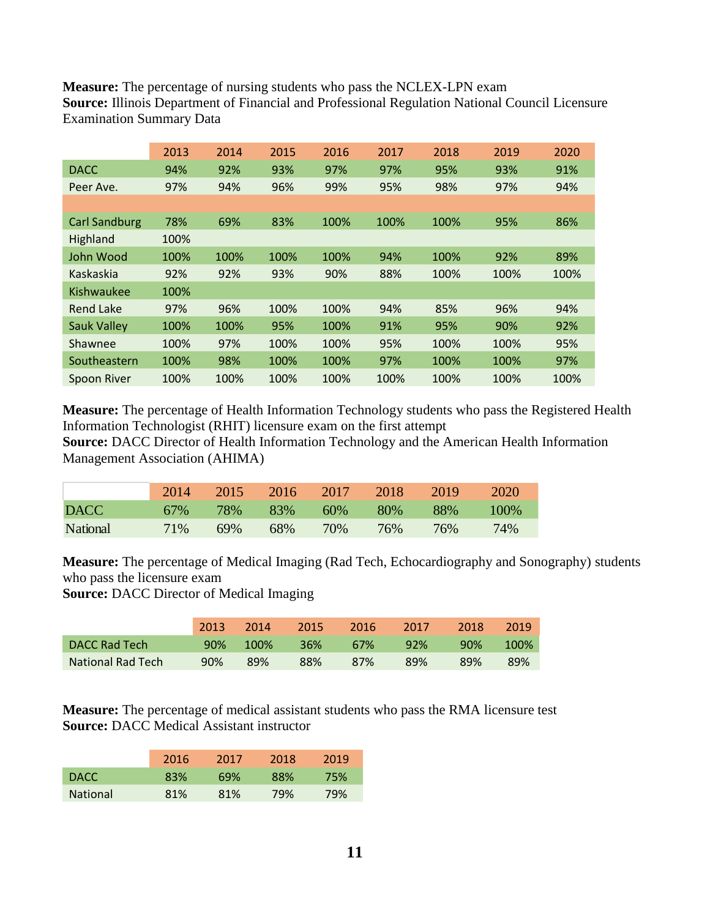**Measure:** The percentage of nursing students who pass the NCLEX-LPN exam
**Source:** Illinois Department of Financial and Professional Regulation National Council Licensure Examination Summary Data

| | 2013 | 2014 | 2015 | 2016 | 2017 | 2018 | 2019 | 2020 |
|---|---|---|---|---|---|---|---|---|
| DACC | 94% | 92% | 93% | 97% | 97% | 95% | 93% | 91% |
| Peer Ave. | 97% | 94% | 96% | 99% | 95% | 98% | 97% | 94% |
| | | | | | | | | |
| Carl Sandburg | 78% | 69% | 83% | 100% | 100% | 100% | 95% | 86% |
| Highland | 100% | | | | | | | |
| John Wood | 100% | 100% | 100% | 100% | 94% | 100% | 92% | 89% |
| Kaskaskia | 92% | 92% | 93% | 90% | 88% | 100% | 100% | 100% |
| Kishwaukee | 100% | | | | | | | |
| Rend Lake | 97% | 96% | 100% | 100% | 94% | 85% | 96% | 94% |
| Sauk Valley | 100% | 100% | 95% | 100% | 91% | 95% | 90% | 92% |
| Shawnee | 100% | 97% | 100% | 100% | 95% | 100% | 100% | 95% |
| Southeastern | 100% | 98% | 100% | 100% | 97% | 100% | 100% | 97% |
| Spoon River | 100% | 100% | 100% | 100% | 100% | 100% | 100% | 100% |

**Measure:** The percentage of Health Information Technology students who pass the Registered Health Information Technologist (RHIT) licensure exam on the first attempt
**Source:** DACC Director of Health Information Technology and the American Health Information Management Association (AHIMA)

| | 2014 | 2015 | 2016 | 2017 | 2018 | 2019 | 2020 |
|---|---|---|---|---|---|---|---|
| DACC | 67% | 78% | 83% | 60% | 80% | 88% | 100% |
| National | 71% | 69% | 68% | 70% | 76% | 76% | 74% |

**Measure:** The percentage of Medical Imaging (Rad Tech, Echocardiography and Sonography) students who pass the licensure exam
**Source:** DACC Director of Medical Imaging

| | 2013 | 2014 | 2015 | 2016 | 2017 | 2018 | 2019 |
|---|---|---|---|---|---|---|---|
| DACC Rad Tech | 90% | 100% | 36% | 67% | 92% | 90% | 100% |
| National Rad Tech | 90% | 89% | 88% | 87% | 89% | 89% | 89% |

**Measure:** The percentage of medical assistant students who pass the RMA licensure test
**Source:** DACC Medical Assistant instructor

| | 2016 | 2017 | 2018 | 2019 |
|---|---|---|---|---|
| DACC | 83% | 69% | 88% | 75% |
| National | 81% | 81% | 79% | 79% |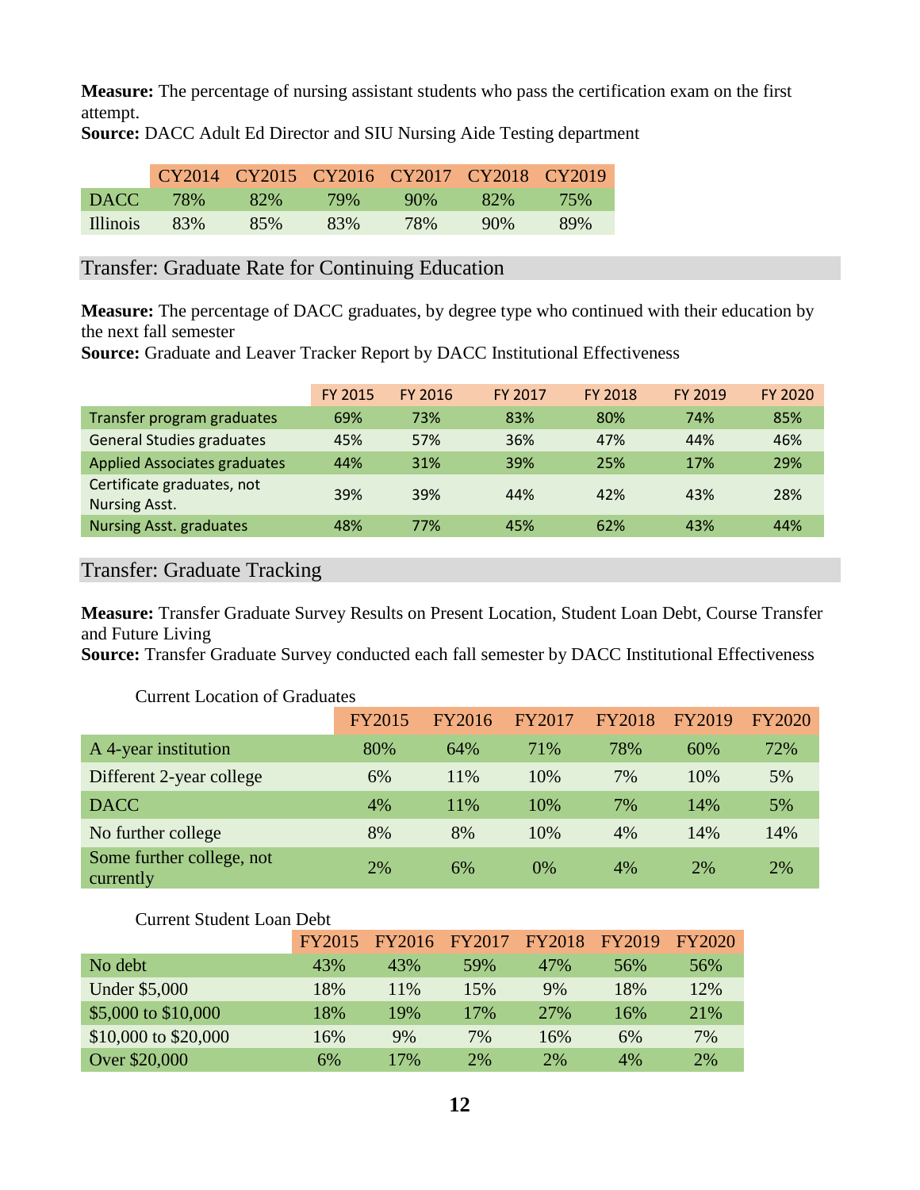**Measure:** The percentage of nursing assistant students who pass the certification exam on the first attempt.
**Source:** DACC Adult Ed Director and SIU Nursing Aide Testing department

| | CY2014 | CY2015 | CY2016 | CY2017 | CY2018 | CY2019 |
|---|---|---|---|---|---|---|
| DACC | 78% | 82% | 79% | 90% | 82% | 75% |
| Illinois | 83% | 85% | 83% | 78% | 90% | 89% |

## Transfer: Graduate Rate for Continuing Education

**Measure:** The percentage of DACC graduates, by degree type who continued with their education by the next fall semester
**Source:** Graduate and Leaver Tracker Report by DACC Institutional Effectiveness

| | FY 2015 | FY 2016 | FY 2017 | FY 2018 | FY 2019 | FY 2020 |
|---|---|---|---|---|---|---|
| Transfer program graduates | 69% | 73% | 83% | 80% | 74% | 85% |
| General Studies graduates | 45% | 57% | 36% | 47% | 44% | 46% |
| Applied Associates graduates | 44% | 31% | 39% | 25% | 17% | 29% |
| Certificate graduates, not Nursing Asst. | 39% | 39% | 44% | 42% | 43% | 28% |
| Nursing Asst. graduates | 48% | 77% | 45% | 62% | 43% | 44% |

## Transfer: Graduate Tracking

**Measure:** Transfer Graduate Survey Results on Present Location, Student Loan Debt, Course Transfer and Future Living
**Source:** Transfer Graduate Survey conducted each fall semester by DACC Institutional Effectiveness

Current Location of Graduates

| | FY2015 | FY2016 | FY2017 | FY2018 | FY2019 | FY2020 |
|---|---|---|---|---|---|---|
| A 4-year institution | 80% | 64% | 71% | 78% | 60% | 72% |
| Different 2-year college | 6% | 11% | 10% | 7% | 10% | 5% |
| DACC | 4% | 11% | 10% | 7% | 14% | 5% |
| No further college | 8% | 8% | 10% | 4% | 14% | 14% |
| Some further college, not currently | 2% | 6% | 0% | 4% | 2% | 2% |

Current Student Loan Debt

| | FY2015 | FY2016 | FY2017 | FY2018 | FY2019 | FY2020 |
|---|---|---|---|---|---|---|
| No debt | 43% | 43% | 59% | 47% | 56% | 56% |
| Under $5,000 | 18% | 11% | 15% | 9% | 18% | 12% |
| $5,000 to $10,000 | 18% | 19% | 17% | 27% | 16% | 21% |
| $10,000 to $20,000 | 16% | 9% | 7% | 16% | 6% | 7% |
| Over $20,000 | 6% | 17% | 2% | 2% | 4% | 2% |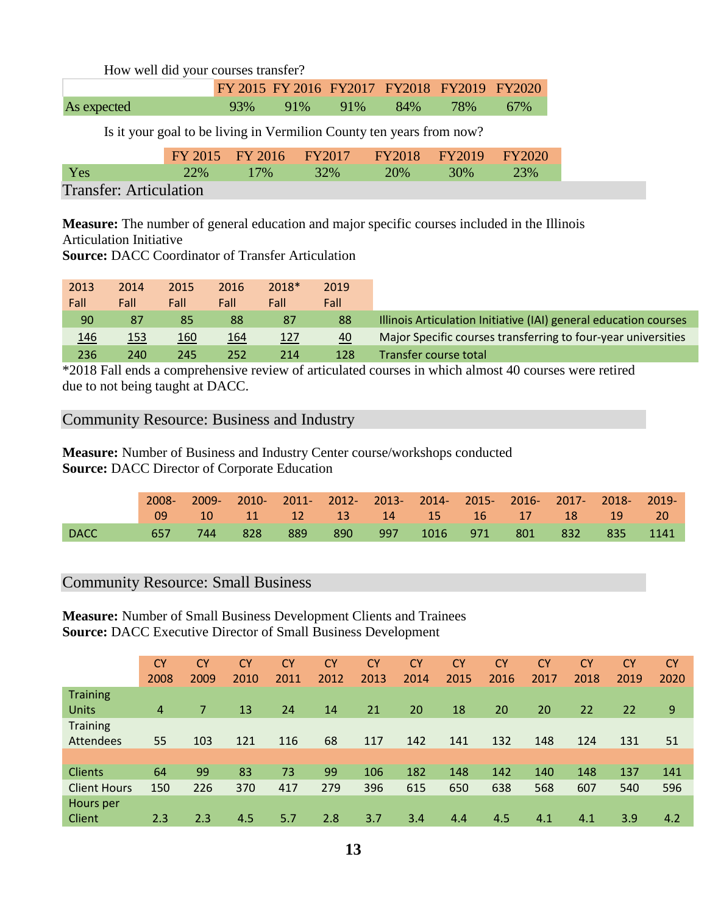How well did your courses transfer?

| | FY 2015 | FY 2016 | FY2017 | FY2018 | FY2019 | FY2020 |
|---|---|---|---|---|---|---|
| As expected | 93% | 91% | 91% | 84% | 78% | 67% |

Is it your goal to be living in Vermilion County ten years from now?

| | FY 2015 | FY 2016 | FY2017 | FY2018 | FY2019 | FY2020 |
|---|---|---|---|---|---|---|
| Yes | 22% | 17% | 32% | 20% | 30% | 23% |

## Transfer: Articulation

**Measure:** The number of general education and major specific courses included in the Illinois Articulation Initiative
**Source:** DACC Coordinator of Transfer Articulation

| 2013 Fall | 2014 Fall | 2015 Fall | 2016 Fall | 2018* Fall | 2019 Fall | |
|---|---|---|---|---|---|---|
| 90 | 87 | 85 | 88 | 87 | 88 | Illinois Articulation Initiative (IAI) general education courses |
| 146 | 153 | 160 | 164 | 127 | 40 | Major Specific courses transferring to four-year universities |
| 236 | 240 | 245 | 252 | 214 | 128 | Transfer course total |

*2018 Fall ends a comprehensive review of articulated courses in which almost 40 courses were retired due to not being taught at DACC.

## Community Resource: Business and Industry

**Measure:** Number of Business and Industry Center course/workshops conducted
**Source:** DACC Director of Corporate Education

| | 2008-09 | 2009-10 | 2010-11 | 2011-12 | 2012-13 | 2013-14 | 2014-15 | 2015-16 | 2016-17 | 2017-18 | 2018-19 | 2019-20 |
|---|---|---|---|---|---|---|---|---|---|---|---|---|
| DACC | 657 | 744 | 828 | 889 | 890 | 997 | 1016 | 971 | 801 | 832 | 835 | 1141 |

## Community Resource: Small Business

**Measure:** Number of Small Business Development Clients and Trainees
**Source:** DACC Executive Director of Small Business Development

| | CY 2008 | CY 2009 | CY 2010 | CY 2011 | CY 2012 | CY 2013 | CY 2014 | CY 2015 | CY 2016 | CY 2017 | CY 2018 | CY 2019 | CY 2020 |
|---|---|---|---|---|---|---|---|---|---|---|---|---|---|
| Training Units | 4 | 7 | 13 | 24 | 14 | 21 | 20 | 18 | 20 | 20 | 22 | 22 | 9 |
| Training Attendees | 55 | 103 | 121 | 116 | 68 | 117 | 142 | 141 | 132 | 148 | 124 | 131 | 51 |
| | | | | | | | | | | | | | |
| Clients | 64 | 99 | 83 | 73 | 99 | 106 | 182 | 148 | 142 | 140 | 148 | 137 | 141 |
| Client Hours | 150 | 226 | 370 | 417 | 279 | 396 | 615 | 650 | 638 | 568 | 607 | 540 | 596 |
| Hours per Client | 2.3 | 2.3 | 4.5 | 5.7 | 2.8 | 3.7 | 3.4 | 4.4 | 4.5 | 4.1 | 4.1 | 3.9 | 4.2 |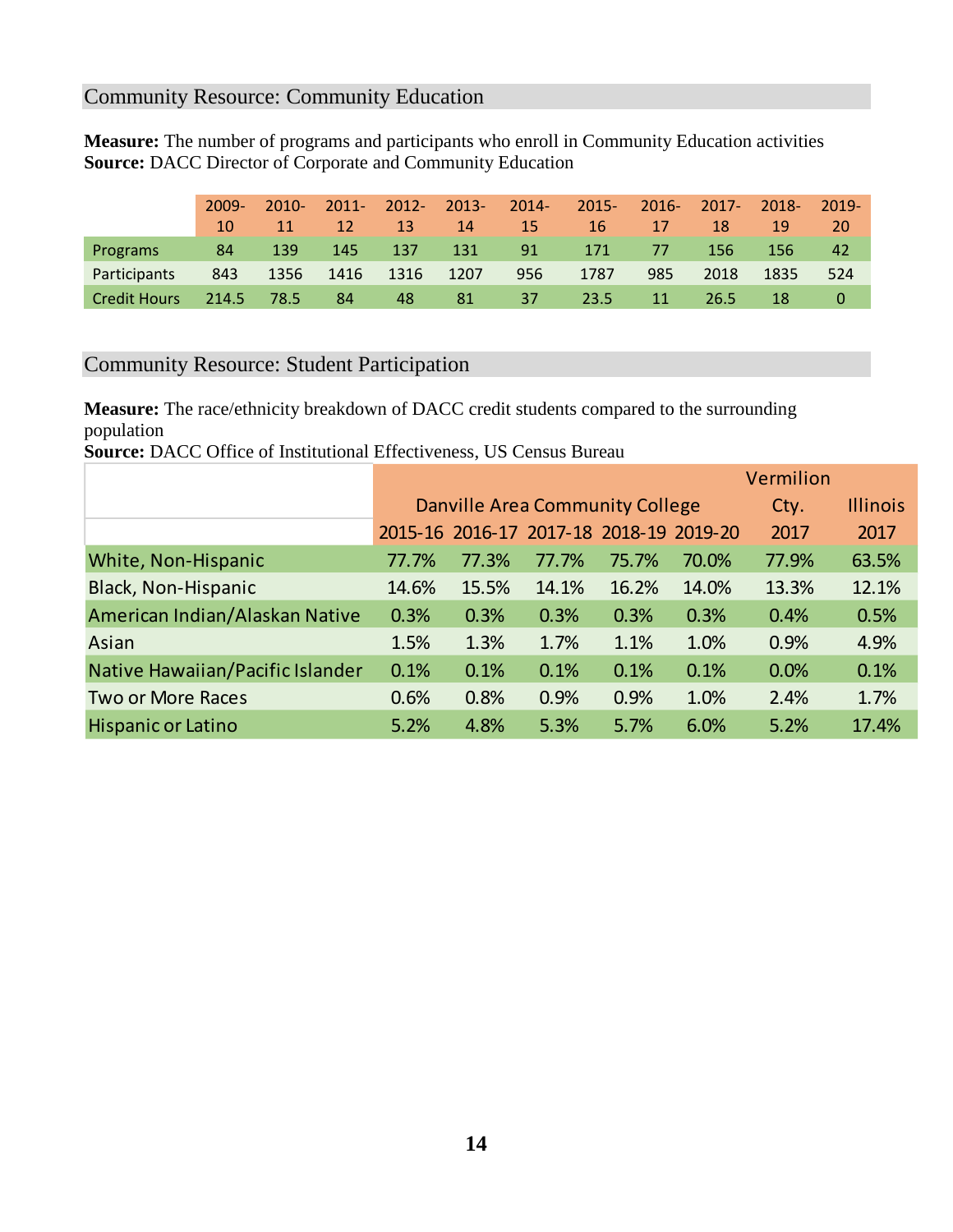## Community Resource: Community Education

**Measure:** The number of programs and participants who enroll in Community Education activities
**Source:** DACC Director of Corporate and Community Education

| | 2009-10 | 2010-11 | 2011-12 | 2012-13 | 2013-14 | 2014-15 | 2015-16 | 2016-17 | 2017-18 | 2018-19 | 2019-20 |
|---|---|---|---|---|---|---|---|---|---|---|---|
| Programs | 84 | 139 | 145 | 137 | 131 | 91 | 171 | 77 | 156 | 156 | 42 |
| Participants | 843 | 1356 | 1416 | 1316 | 1207 | 956 | 1787 | 985 | 2018 | 1835 | 524 |
| Credit Hours | 214.5 | 78.5 | 84 | 48 | 81 | 37 | 23.5 | 11 | 26.5 | 18 | 0 |

## Community Resource: Student Participation

**Measure:** The race/ethnicity breakdown of DACC credit students compared to the surrounding population
**Source:** DACC Office of Institutional Effectiveness, US Census Bureau

| | Danville Area Community College | | | | | Vermilion Cty. | Illinois |
|---|---|---|---|---|---|---|---|
| | 2015-16 | 2016-17 | 2017-18 | 2018-19 | 2019-20 | 2017 | 2017 |
| White, Non-Hispanic | 77.7% | 77.3% | 77.7% | 75.7% | 70.0% | 77.9% | 63.5% |
| Black, Non-Hispanic | 14.6% | 15.5% | 14.1% | 16.2% | 14.0% | 13.3% | 12.1% |
| American Indian/Alaskan Native | 0.3% | 0.3% | 0.3% | 0.3% | 0.3% | 0.4% | 0.5% |
| Asian | 1.5% | 1.3% | 1.7% | 1.1% | 1.0% | 0.9% | 4.9% |
| Native Hawaiian/Pacific Islander | 0.1% | 0.1% | 0.1% | 0.1% | 0.1% | 0.0% | 0.1% |
| Two or More Races | 0.6% | 0.8% | 0.9% | 0.9% | 1.0% | 2.4% | 1.7% |
| Hispanic or Latino | 5.2% | 4.8% | 5.3% | 5.7% | 6.0% | 5.2% | 17.4% |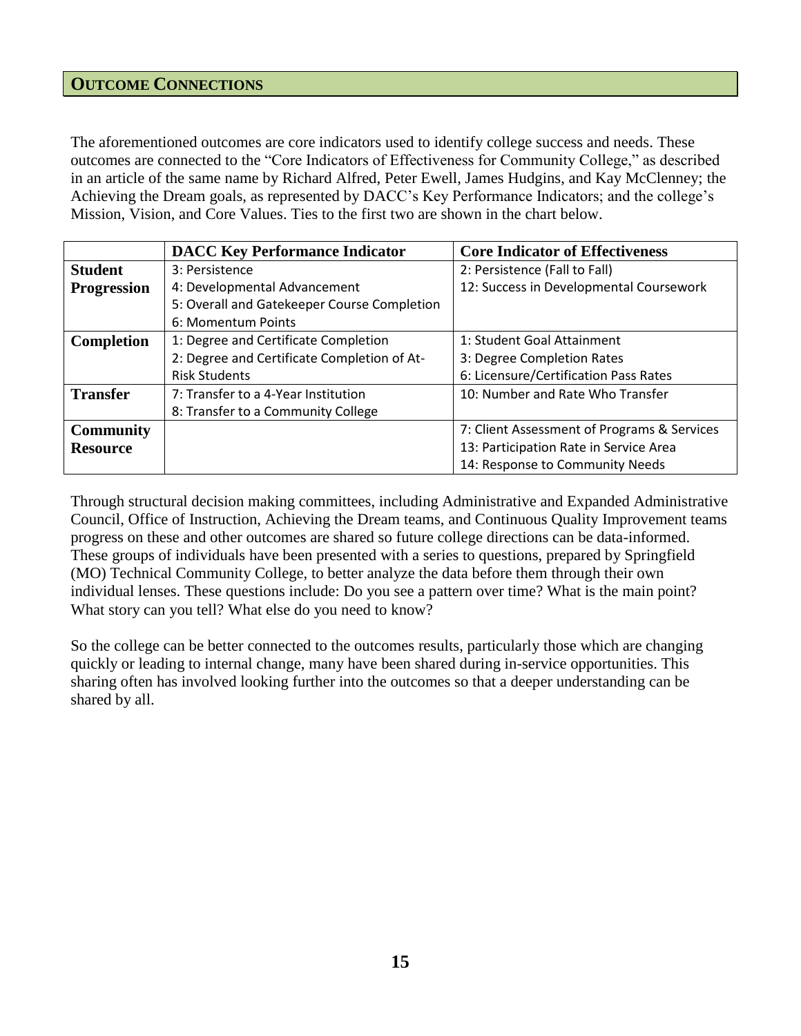## Outcome Connections

The aforementioned outcomes are core indicators used to identify college success and needs. These outcomes are connected to the "Core Indicators of Effectiveness for Community College," as described in an article of the same name by Richard Alfred, Peter Ewell, James Hudgins, and Kay McClenney; the Achieving the Dream goals, as represented by DACC's Key Performance Indicators; and the college's Mission, Vision, and Core Values. Ties to the first two are shown in the chart below.

| | DACC Key Performance Indicator | Core Indicator of Effectiveness |
|---|---|---|
| **Student Progression** | 3: Persistence<br>4: Developmental Advancement<br>5: Overall and Gatekeeper Course Completion<br>6: Momentum Points | 2: Persistence (Fall to Fall)<br>12: Success in Developmental Coursework |
| **Completion** | 1: Degree and Certificate Completion<br>2: Degree and Certificate Completion of At-Risk Students | 1: Student Goal Attainment<br>3: Degree Completion Rates<br>6: Licensure/Certification Pass Rates |
| **Transfer** | 7: Transfer to a 4-Year Institution<br>8: Transfer to a Community College | 10: Number and Rate Who Transfer |
| **Community Resource** | | 7: Client Assessment of Programs & Services<br>13: Participation Rate in Service Area<br>14: Response to Community Needs |

Through structural decision making committees, including Administrative and Expanded Administrative Council, Office of Instruction, Achieving the Dream teams, and Continuous Quality Improvement teams progress on these and other outcomes are shared so future college directions can be data-informed. These groups of individuals have been presented with a series to questions, prepared by Springfield (MO) Technical Community College, to better analyze the data before them through their own individual lenses. These questions include: Do you see a pattern over time? What is the main point? What story can you tell? What else do you need to know?

So the college can be better connected to the outcomes results, particularly those which are changing quickly or leading to internal change, many have been shared during in-service opportunities. This sharing often has involved looking further into the outcomes so that a deeper understanding can be shared by all.